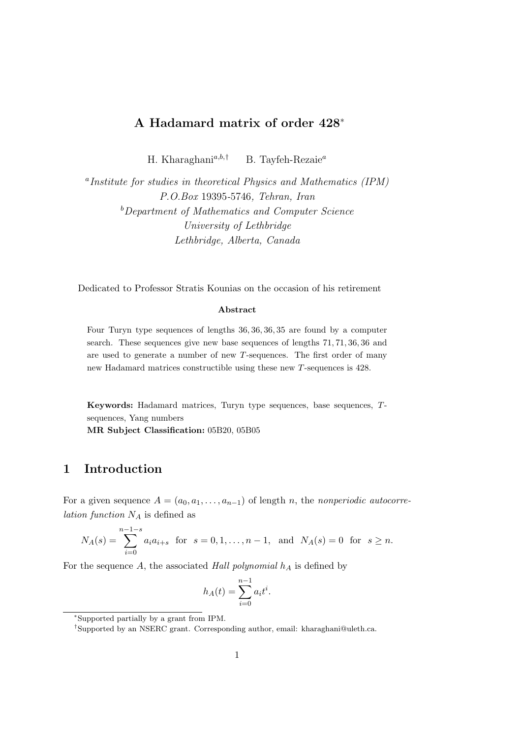# A Hadamard matrix of order 428*

H. Kharaghani[a,b,†]  B. Tayfeh-Rezaie[a]

[a] *Institute for studies in theoretical Physics and Mathematics (IPM)*
*P.O.Box* 19395-5746*, Tehran, Iran*
[b] *Department of Mathematics and Computer Science*
*University of Lethbridge*
*Lethbridge, Alberta, Canada*

Dedicated to Professor Stratis Kounias on the occasion of his retirement

**Abstract**

Four Turyn type sequences of lengths 36, 36, 36, 35 are found by a computer search. These sequences give new base sequences of lengths 71, 71, 36, 36 and are used to generate a number of new $T$-sequences. The first order of many new Hadamard matrices constructible using these new $T$-sequences is 428.

**Keywords:** Hadamard matrices, Turyn type sequences, base sequences, $T$-sequences, Yang numbers
**MR Subject Classification:** 05B20, 05B05

## 1 Introduction

For a given sequence $A = (a_0, a_1, \ldots, a_{n-1})$ of length $n$, the *nonperiodic autocorrelation function* $N_A$ is defined as

$$N_A(s) = \sum_{i=0}^{n-1-s} a_i a_{i+s} \quad \text{for} \quad s = 0, 1, \ldots, n-1, \quad \text{and} \quad N_A(s) = 0 \quad \text{for} \quad s \geq n.$$

For the sequence $A$, the associated *Hall polynomial* $h_A$ is defined by

$$h_A(t) = \sum_{i=0}^{n-1} a_i t^i.$$

*Supported partially by a grant from IPM.

†Supported by an NSERC grant. Corresponding author, email: kharaghani@uleth.ca.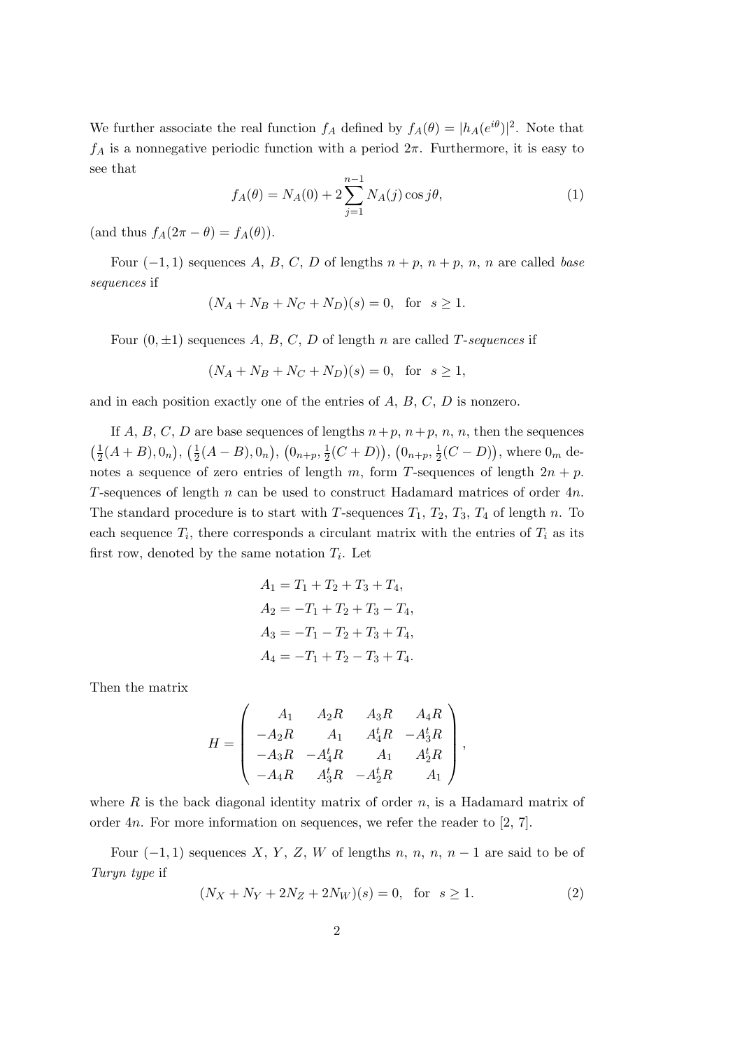We further associate the real function $f_A$ defined by $f_A(\theta) = |h_A(e^{i\theta})|^2$. Note that $f_A$ is a nonnegative periodic function with a period $2\pi$. Furthermore, it is easy to see that

$$f_A(\theta) = N_A(0) + 2\sum_{j=1}^{n-1} N_A(j)\cos j\theta, \tag{1}$$

(and thus $f_A(2\pi - \theta) = f_A(\theta)$).

Four $(-1, 1)$ sequences $A$, $B$, $C$, $D$ of lengths $n+p$, $n+p$, $n$, $n$ are called *base sequences* if

$$(N_A + N_B + N_C + N_D)(s) = 0, \quad \text{for} \quad s \geq 1.$$

Four $(0, \pm 1)$ sequences $A$, $B$, $C$, $D$ of length $n$ are called *T-sequences* if

$$(N_A + N_B + N_C + N_D)(s) = 0, \quad \text{for} \quad s \geq 1,$$

and in each position exactly one of the entries of $A$, $B$, $C$, $D$ is nonzero.

If $A$, $B$, $C$, $D$ are base sequences of lengths $n+p$, $n+p$, $n$, $n$, then the sequences $\left(\frac{1}{2}(A+B), 0_n\right)$, $\left(\frac{1}{2}(A-B), 0_n\right)$, $\left(0_{n+p}, \frac{1}{2}(C+D)\right)$, $\left(0_{n+p}, \frac{1}{2}(C-D)\right)$, where $0_m$ denotes a sequence of zero entries of length $m$, form $T$-sequences of length $2n+p$. $T$-sequences of length $n$ can be used to construct Hadamard matrices of order $4n$. The standard procedure is to start with $T$-sequences $T_1$, $T_2$, $T_3$, $T_4$ of length $n$. To each sequence $T_i$, there corresponds a circulant matrix with the entries of $T_i$ as its first row, denoted by the same notation $T_i$. Let

$$\begin{aligned}
A_1 &= T_1 + T_2 + T_3 + T_4, \\
A_2 &= -T_1 + T_2 + T_3 - T_4, \\
A_3 &= -T_1 - T_2 + T_3 + T_4, \\
A_4 &= -T_1 + T_2 - T_3 + T_4.
\end{aligned}$$

Then the matrix

$$H = \begin{pmatrix}
A_1 & A_2R & A_3R & A_4R \\
-A_2R & A_1 & A_4^tR & -A_3^tR \\
-A_3R & -A_4^tR & A_1 & A_2^tR \\
-A_4R & A_3^tR & -A_2^tR & A_1
\end{pmatrix},$$

where $R$ is the back diagonal identity matrix of order $n$, is a Hadamard matrix of order $4n$. For more information on sequences, we refer the reader to [2, 7].

Four $(-1, 1)$ sequences $X$, $Y$, $Z$, $W$ of lengths $n$, $n$, $n$, $n-1$ are said to be of *Turyn type* if

$$(N_X + N_Y + 2N_Z + 2N_W)(s) = 0, \quad \text{for} \quad s \geq 1. \tag{2}$$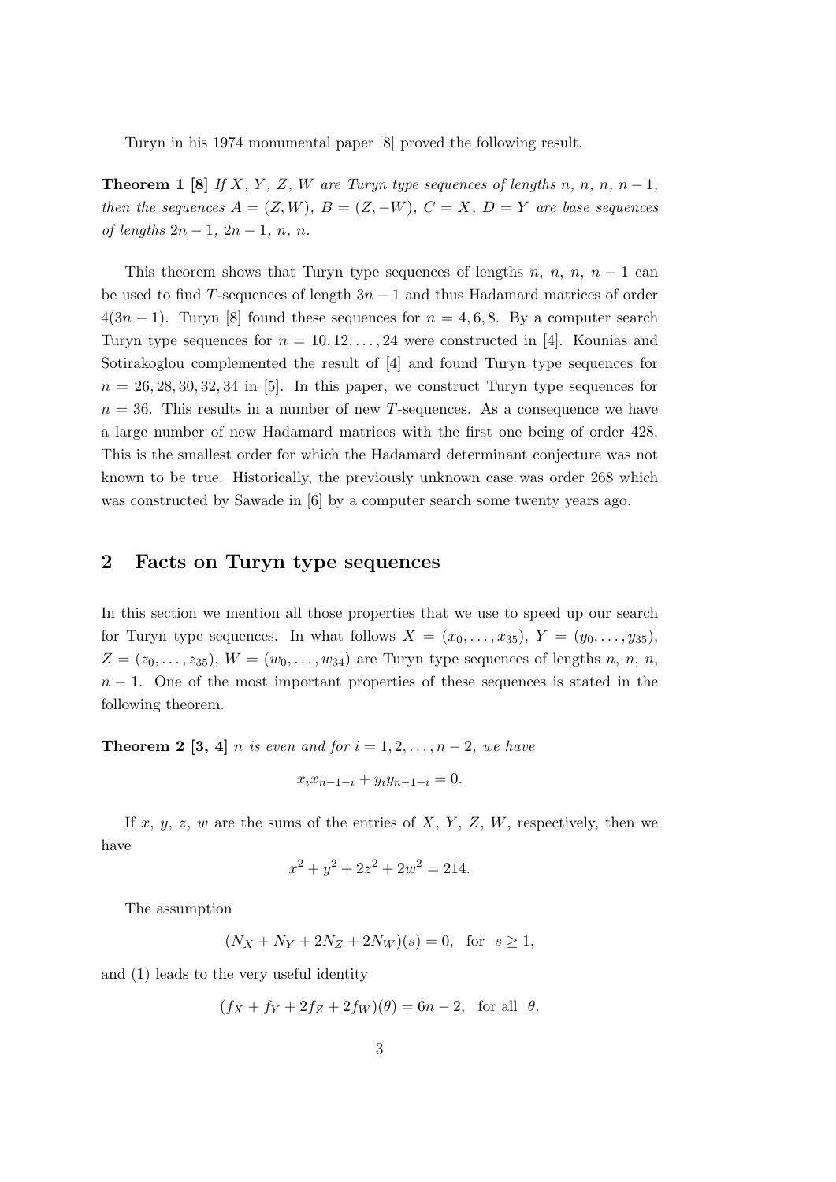Turyn in his 1974 monumental paper [8] proved the following result.

**Theorem 1 [8]** *If $X$, $Y$, $Z$, $W$ are Turyn type sequences of lengths $n$, $n$, $n$, $n-1$, then the sequences $A = (Z, W)$, $B = (Z, -W)$, $C = X$, $D = Y$ are base sequences of lengths $2n-1$, $2n-1$, $n$, $n$.*

This theorem shows that Turyn type sequences of lengths $n$, $n$, $n$, $n-1$ can be used to find $T$-sequences of length $3n-1$ and thus Hadamard matrices of order $4(3n-1)$. Turyn [8] found these sequences for $n = 4, 6, 8$. By a computer search Turyn type sequences for $n = 10, 12, \ldots, 24$ were constructed in [4]. Kounias and Sotirakoglou complemented the result of [4] and found Turyn type sequences for $n = 26, 28, 30, 32, 34$ in [5]. In this paper, we construct Turyn type sequences for $n = 36$. This results in a number of new $T$-sequences. As a consequence we have a large number of new Hadamard matrices with the first one being of order 428. This is the smallest order for which the Hadamard determinant conjecture was not known to be true. Historically, the previously unknown case was order 268 which was constructed by Sawade in [6] by a computer search some twenty years ago.

## 2 Facts on Turyn type sequences

In this section we mention all those properties that we use to speed up our search for Turyn type sequences. In what follows $X = (x_0, \ldots, x_{35})$, $Y = (y_0, \ldots, y_{35})$, $Z = (z_0, \ldots, z_{35})$, $W = (w_0, \ldots, w_{34})$ are Turyn type sequences of lengths $n$, $n$, $n$, $n-1$. One of the most important properties of these sequences is stated in the following theorem.

**Theorem 2 [3, 4]** *$n$ is even and for $i = 1, 2, \ldots, n-2$, we have*

$$x_i x_{n-1-i} + y_i y_{n-1-i} = 0.$$

If $x$, $y$, $z$, $w$ are the sums of the entries of $X$, $Y$, $Z$, $W$, respectively, then we have

$$x^2 + y^2 + 2z^2 + 2w^2 = 214.$$

The assumption

$$(N_X + N_Y + 2N_Z + 2N_W)(s) = 0, \quad \text{for} \quad s \geq 1,$$

and (1) leads to the very useful identity

$$(f_X + f_Y + 2f_Z + 2f_W)(\theta) = 6n - 2, \quad \text{for all} \quad \theta.$$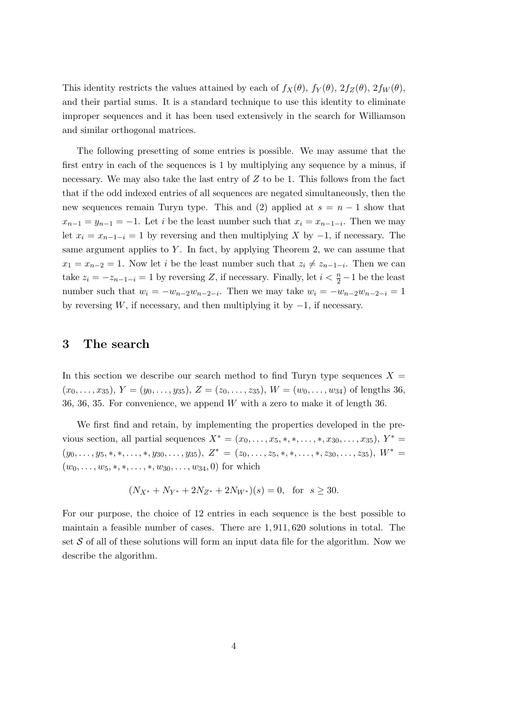This identity restricts the values attained by each of $f_X(\theta)$, $f_Y(\theta)$, $2f_Z(\theta)$, $2f_W(\theta)$, and their partial sums. It is a standard technique to use this identity to eliminate improper sequences and it has been used extensively in the search for Williamson and similar orthogonal matrices.

The following presetting of some entries is possible. We may assume that the first entry in each of the sequences is 1 by multiplying any sequence by a minus, if necessary. We may also take the last entry of $Z$ to be 1. This follows from the fact that if the odd indexed entries of all sequences are negated simultaneously, then the new sequences remain Turyn type. This and (2) applied at $s = n-1$ show that $x_{n-1} = y_{n-1} = -1$. Let $i$ be the least number such that $x_i = x_{n-1-i}$. Then we may let $x_i = x_{n-1-i} = 1$ by reversing and then multiplying $X$ by $-1$, if necessary. The same argument applies to $Y$. In fact, by applying Theorem 2, we can assume that $x_1 = x_{n-2} = 1$. Now let $i$ be the least number such that $z_i \neq z_{n-1-i}$. Then we can take $z_i = -z_{n-1-i} = 1$ by reversing $Z$, if necessary. Finally, let $i < \frac{n}{2} - 1$ be the least number such that $w_i = -w_{n-2}w_{n-2-i}$. Then we may take $w_i = -w_{n-2}w_{n-2-i} = 1$ by reversing $W$, if necessary, and then multiplying it by $-1$, if necessary.

## 3 The search

In this section we describe our search method to find Turyn type sequences $X = (x_0, \ldots, x_{35})$, $Y = (y_0, \ldots, y_{35})$, $Z = (z_0, \ldots, z_{35})$, $W = (w_0, \ldots, w_{34})$ of lengths 36, 36, 36, 35. For convenience, we append $W$ with a zero to make it of length 36.

We first find and retain, by implementing the properties developed in the previous section, all partial sequences $X^* = (x_0, \ldots, x_5, *, *, \ldots, *, x_{30}, \ldots, x_{35})$, $Y^* = (y_0, \ldots, y_5, *, *, \ldots, *, y_{30}, \ldots, y_{35})$, $Z^* = (z_0, \ldots, z_5, *, *, \ldots, *, z_{30}, \ldots, z_{35})$, $W^* = (w_0, \ldots, w_5, *, *, \ldots, *, w_{30}, \ldots, w_{34}, 0)$ for which

$$(N_{X^*} + N_{Y^*} + 2N_{Z^*} + 2N_{W^*})(s) = 0, \quad \text{for} \quad s \geq 30.$$

For our purpose, the choice of 12 entries in each sequence is the best possible to maintain a feasible number of cases. There are 1,911,620 solutions in total. The set $\mathcal{S}$ of all of these solutions will form an input data file for the algorithm. Now we describe the algorithm.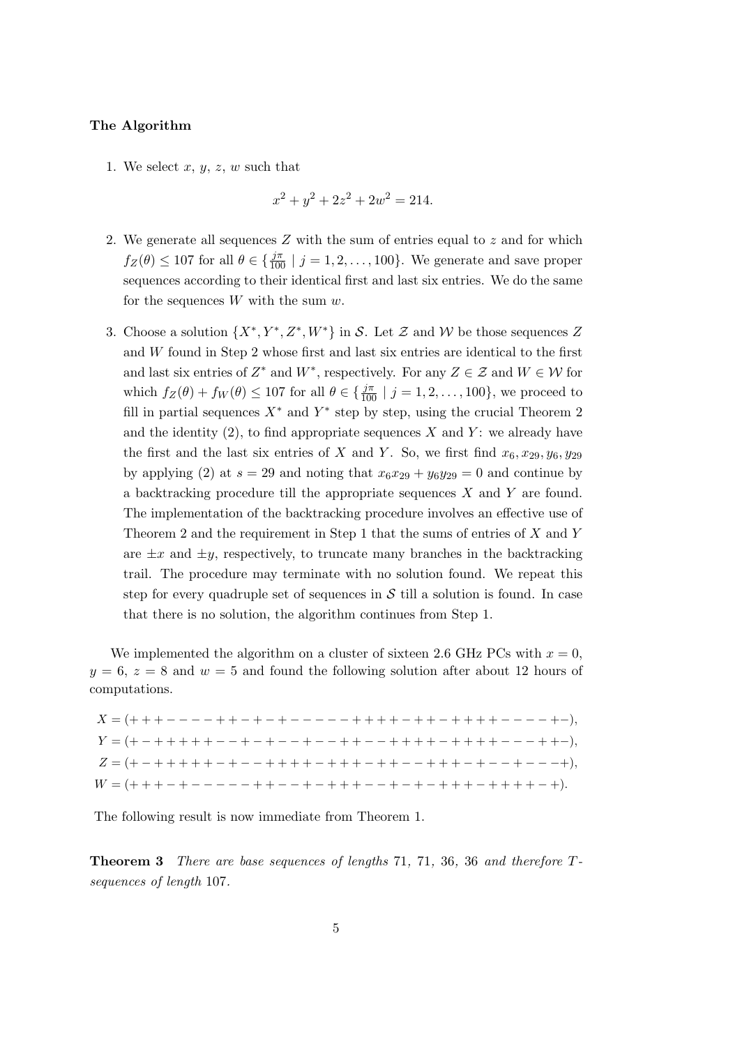**The Algorithm**

1. We select $x$, $y$, $z$, $w$ such that

$$x^2 + y^2 + 2z^2 + 2w^2 = 214.$$

2. We generate all sequences $Z$ with the sum of entries equal to $z$ and for which $f_Z(\theta) \leq 107$ for all $\theta \in \{\frac{j\pi}{100} \mid j = 1, 2, \ldots, 100\}$. We generate and save proper sequences according to their identical first and last six entries. We do the same for the sequences $W$ with the sum $w$.

3. Choose a solution $\{X^*, Y^*, Z^*, W^*\}$ in $\mathcal{S}$. Let $\mathcal{Z}$ and $\mathcal{W}$ be those sequences $Z$ and $W$ found in Step 2 whose first and last six entries are identical to the first and last six entries of $Z^*$ and $W^*$, respectively. For any $Z \in \mathcal{Z}$ and $W \in \mathcal{W}$ for which $f_Z(\theta) + f_W(\theta) \leq 107$ for all $\theta \in \{\frac{j\pi}{100} \mid j = 1, 2, \ldots, 100\}$, we proceed to fill in partial sequences $X^*$ and $Y^*$ step by step, using the crucial Theorem 2 and the identity (2), to find appropriate sequences $X$ and $Y$: we already have the first and the last six entries of $X$ and $Y$. So, we first find $x_6, x_{29}, y_6, y_{29}$ by applying (2) at $s = 29$ and noting that $x_6 x_{29} + y_6 y_{29} = 0$ and continue by a backtracking procedure till the appropriate sequences $X$ and $Y$ are found. The implementation of the backtracking procedure involves an effective use of Theorem 2 and the requirement in Step 1 that the sums of entries of $X$ and $Y$ are $\pm x$ and $\pm y$, respectively, to truncate many branches in the backtracking trail. The procedure may terminate with no solution found. We repeat this step for every quadruple set of sequences in $\mathcal{S}$ till a solution is found. In case that there is no solution, the algorithm continues from Step 1.

We implemented the algorithm on a cluster of sixteen 2.6 GHz PCs with $x = 0$, $y = 6$, $z = 8$ and $w = 5$ and found the following solution after about 12 hours of computations.

$$X = (+++----++-+-+------++++-++-++++++----+-),$$
$$Y = (+-++++++--+-+--+--++--+++++-+++++---++-),$$
$$Z = (+-++++++-+--++++-+++-++--+++-+--+---+),$$
$$W = (+++-+------++--+-++++--+-+-+++-+++++-+).$$

The following result is now immediate from Theorem 1.

**Theorem 3** *There are base sequences of lengths* 71, 71, 36, 36 *and therefore T-sequences of length* 107.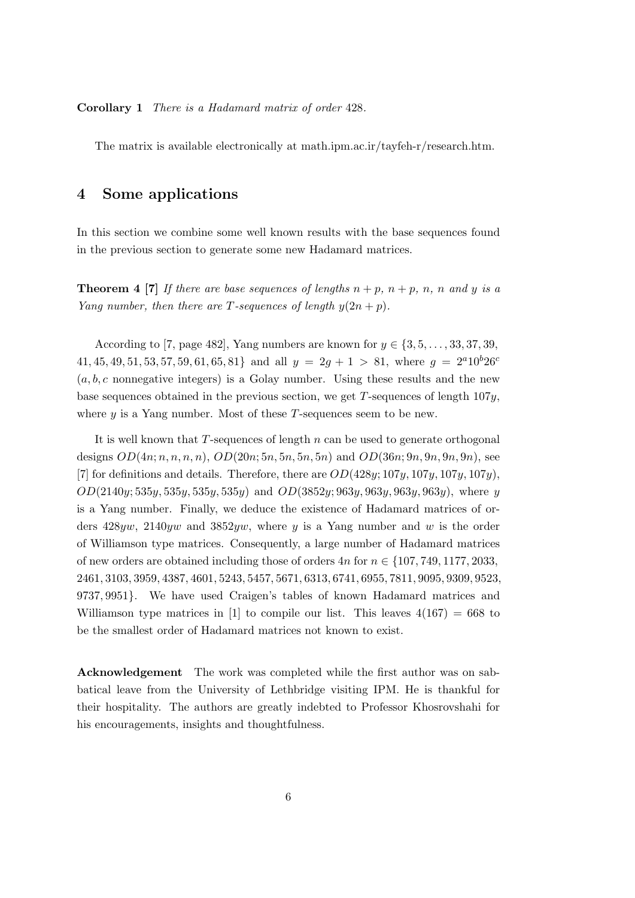**Corollary 1** *There is a Hadamard matrix of order* 428*.*

The matrix is available electronically at math.ipm.ac.ir/tayfeh-r/research.htm.

## 4 Some applications

In this section we combine some well known results with the base sequences found in the previous section to generate some new Hadamard matrices.

**Theorem 4 [7]** *If there are base sequences of lengths $n+p$, $n+p$, $n$, $n$ and $y$ is a Yang number, then there are $T$-sequences of length $y(2n+p)$.*

According to [7, page 482], Yang numbers are known for $y \in \{3, 5, \ldots, 33, 37, 39, 41, 45, 49, 51, 53, 57, 59, 61, 65, 81\}$ and all $y = 2g + 1 > 81$, where $g = 2^a 10^b 26^c$ ($a, b, c$ nonnegative integers) is a Golay number. Using these results and the new base sequences obtained in the previous section, we get $T$-sequences of length $107y$, where $y$ is a Yang number. Most of these $T$-sequences seem to be new.

It is well known that $T$-sequences of length $n$ can be used to generate orthogonal designs $OD(4n; n, n, n, n)$, $OD(20n; 5n, 5n, 5n, 5n)$ and $OD(36n; 9n, 9n, 9n, 9n)$, see [7] for definitions and details. Therefore, there are $OD(428y; 107y, 107y, 107y, 107y)$, $OD(2140y; 535y, 535y, 535y, 535y)$ and $OD(3852y; 963y, 963y, 963y, 963y)$, where $y$ is a Yang number. Finally, we deduce the existence of Hadamard matrices of orders $428yw$, $2140yw$ and $3852yw$, where $y$ is a Yang number and $w$ is the order of Williamson type matrices. Consequently, a large number of Hadamard matrices of new orders are obtained including those of orders $4n$ for $n \in \{107, 749, 1177, 2033, 2461, 3103, 3959, 4387, 4601, 5243, 5457, 5671, 6313, 6741, 6955, 7811, 9095, 9309, 9523, 9737, 9951\}$. We have used Craigen's tables of known Hadamard matrices and Williamson type matrices in [1] to compile our list. This leaves $4(167) = 668$ to be the smallest order of Hadamard matrices not known to exist.

**Acknowledgement** The work was completed while the first author was on sabbatical leave from the University of Lethbridge visiting IPM. He is thankful for their hospitality. The authors are greatly indebted to Professor Khosrovshahi for his encouragements, insights and thoughtfulness.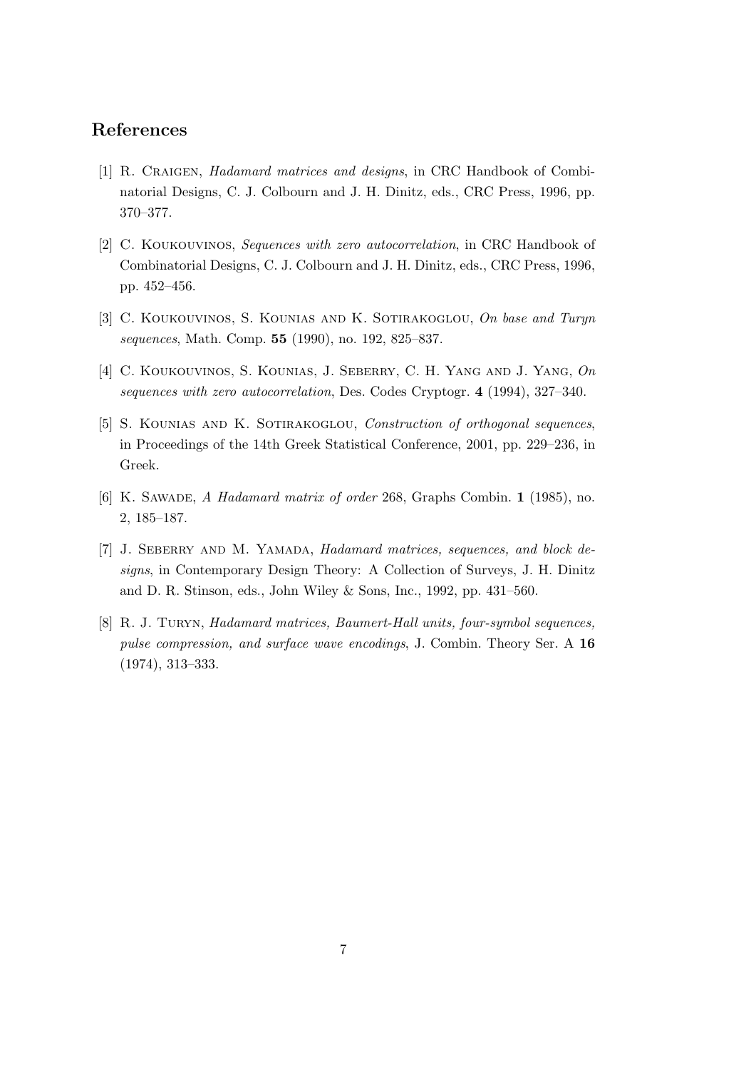## References

[1] R. Craigen, *Hadamard matrices and designs*, in CRC Handbook of Combinatorial Designs, C. J. Colbourn and J. H. Dinitz, eds., CRC Press, 1996, pp. 370–377.

[2] C. Koukouvinos, *Sequences with zero autocorrelation*, in CRC Handbook of Combinatorial Designs, C. J. Colbourn and J. H. Dinitz, eds., CRC Press, 1996, pp. 452–456.

[3] C. Koukouvinos, S. Kounias and K. Sotirakoglou, *On base and Turyn sequences*, Math. Comp. **55** (1990), no. 192, 825–837.

[4] C. Koukouvinos, S. Kounias, J. Seberry, C. H. Yang and J. Yang, *On sequences with zero autocorrelation*, Des. Codes Cryptogr. **4** (1994), 327–340.

[5] S. Kounias and K. Sotirakoglou, *Construction of orthogonal sequences*, in Proceedings of the 14th Greek Statistical Conference, 2001, pp. 229–236, in Greek.

[6] K. Sawade, *A Hadamard matrix of order* 268, Graphs Combin. **1** (1985), no. 2, 185–187.

[7] J. Seberry and M. Yamada, *Hadamard matrices, sequences, and block designs*, in Contemporary Design Theory: A Collection of Surveys, J. H. Dinitz and D. R. Stinson, eds., John Wiley & Sons, Inc., 1992, pp. 431–560.

[8] R. J. Turyn, *Hadamard matrices, Baumert-Hall units, four-symbol sequences, pulse compression, and surface wave encodings*, J. Combin. Theory Ser. A **16** (1974), 313–333.